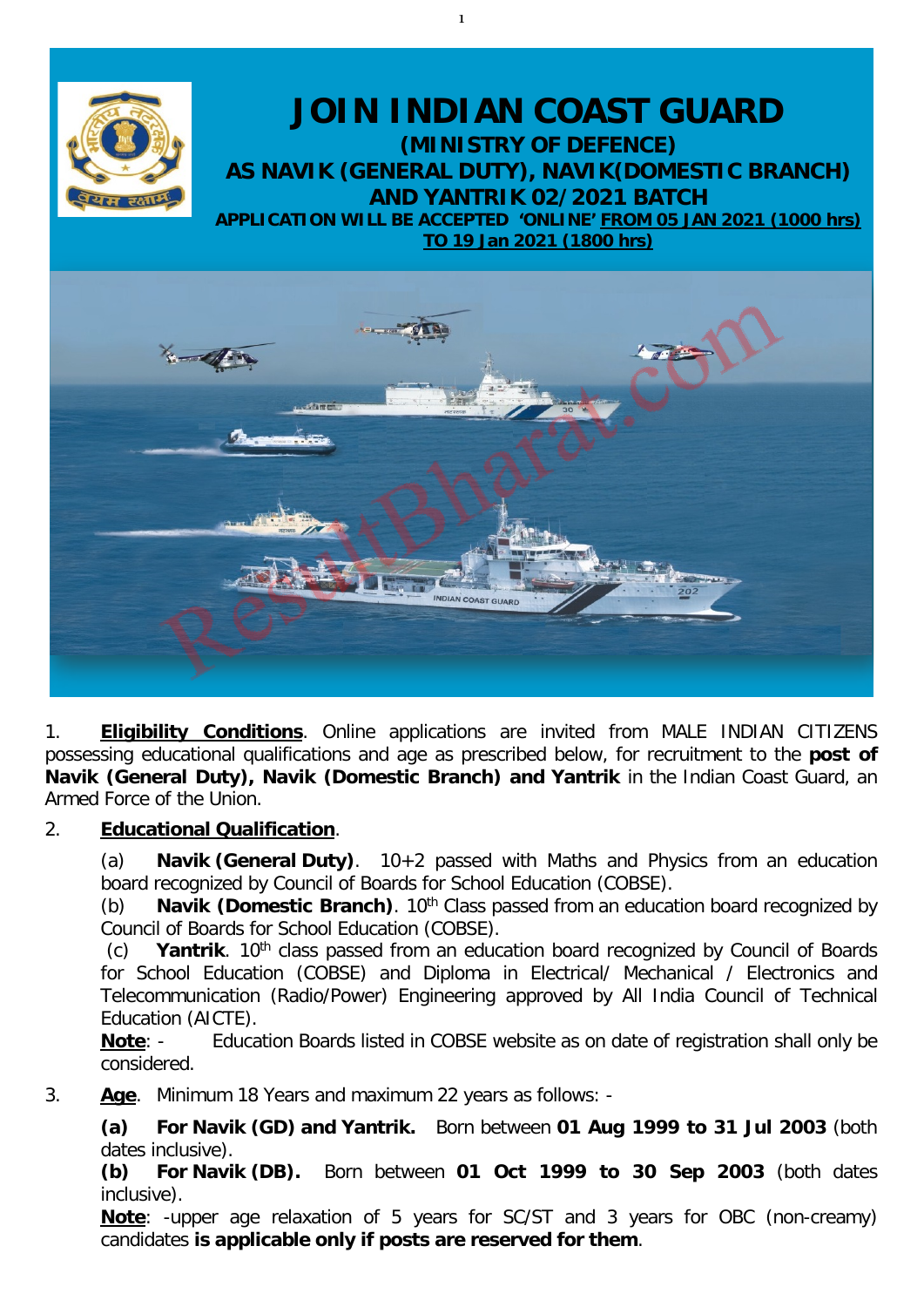# JOIN INDIAN COAST GUARD

## (MINISTRY OF DEFENCE)

## AS NAVIK (GENERAL DUTY), NAVIK(DOMESTIC BRANCH) AND YANTRIK 02/2021 BATCH

**APPLICATION WILL BE ACCEPTED 'ONLINE' FROM 05 JAN 2021 (1000 hrs) TO 19 Jan 2021 (1800 hrs)**

1. **Eligibility Conditions**. Online applications are invited from MALE INDIAN CITIZENS possessing educational qualifications and age as prescribed below, for recruitment to the **post of Navik (General Duty), Navik (Domestic Branch) and Yantrik** in the Indian Coast Guard, an Armed Force of the Union.

2. **Educational Qualification**.

   (a) **Navik (General Duty)**. 10+2 passed with Maths and Physics from an education board recognized by Council of Boards for School Education (COBSE).

   (b) **Navik (Domestic Branch)**. $10^{th}$ Class passed from an education board recognized by Council of Boards for School Education (COBSE).

   (c) **Yantrik**. $10^{th}$ class passed from an education board recognized by Council of Boards for School Education (COBSE) and Diploma in Electrical/ Mechanical / Electronics and Telecommunication (Radio/Power) Engineering approved by All India Council of Technical Education (AICTE).

   **Note**: - Education Boards listed in COBSE website as on date of registration shall only be considered.

3. **Age**. Minimum 18 Years and maximum 22 years as follows: -

   **(a) For Navik (GD) and Yantrik.** Born between **01 Aug 1999 to 31 Jul 2003** (both dates inclusive).

   **(b) For Navik (DB).** Born between **01 Oct 1999 to 30 Sep 2003** (both dates inclusive).

   **Note**: -upper age relaxation of 5 years for SC/ST and 3 years for OBC (non-creamy) candidates **is applicable only if posts are reserved for them**.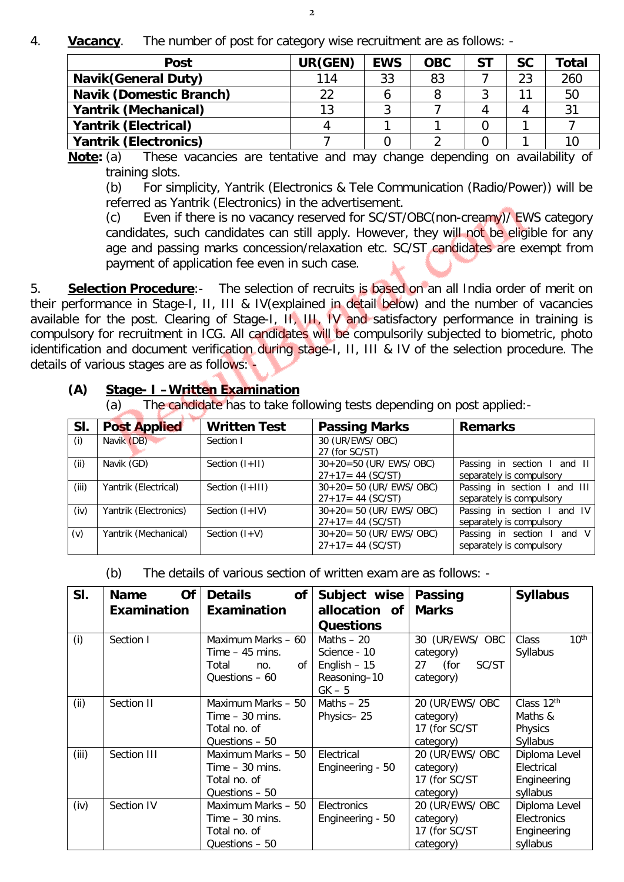4. **Vacancy**. The number of post for category wise recruitment are as follows: -

| Post | UR(GEN) | EWS | OBC | ST | SC | Total |
|---|---|---|---|---|---|---|
| **Navik(General Duty)** | 114 | 33 | 83 | 7 | 23 | 260 |
| **Navik (Domestic Branch)** | 22 | 6 | 8 | 3 | 11 | 50 |
| **Yantrik (Mechanical)** | 13 | 3 | 7 | 4 | 4 | 31 |
| **Yantrik (Electrical)** | 4 | 1 | 1 | 0 | 1 | 7 |
| **Yantrik (Electronics)** | 7 | 0 | 2 | 0 | 1 | 10 |

**Note:** (a) These vacancies are tentative and may change depending on availability of training slots.

(b) For simplicity, Yantrik (Electronics & Tele Communication (Radio/Power)) will be referred as Yantrik (Electronics) in the advertisement.

(c) Even if there is no vacancy reserved for SC/ST/OBC(non-creamy)/ EWS category candidates, such candidates can still apply. However, they will not be eligible for any age and passing marks concession/relaxation etc. SC/ST candidates are exempt from payment of application fee even in such case.

5. **Selection Procedure**:- The selection of recruits is based on an all India order of merit on their performance in Stage-I, II, III & IV(explained in detail below) and the number of vacancies available for the post. Clearing of Stage-I, II, III, IV and satisfactory performance in training is compulsory for recruitment in ICG. All candidates will be compulsorily subjected to biometric, photo identification and document verification during stage-I, II, III & IV of the selection procedure. The details of various stages are as follows: -

**(A) Stage- I – Written Examination**

(a) The candidate has to take following tests depending on post applied:-

| Sl. | Post Applied | Written Test | Passing Marks | Remarks |
|---|---|---|---|---|
| (i) | Navik (DB) | Section I | 30 (UR/EWS/ OBC)<br>27 (for SC/ST) | |
| (ii) | Navik (GD) | Section (I+II) | 30+20=50 (UR/ EWS/ OBC)<br>27+17= 44 (SC/ST) | Passing in section I and II separately is compulsory |
| (iii) | Yantrik (Electrical) | Section (I+III) | 30+20= 50 (UR/ EWS/ OBC)<br>27+17= 44 (SC/ST) | Passing in section I and III separately is compulsory |
| (iv) | Yantrik (Electronics) | Section (I+IV) | 30+20= 50 (UR/ EWS/ OBC)<br>27+17= 44 (SC/ST) | Passing in section I and IV separately is compulsory |
| (v) | Yantrik (Mechanical) | Section (I+V) | 30+20= 50 (UR/ EWS/ OBC)<br>27+17= 44 (SC/ST) | Passing in section I and V separately is compulsory |

(b) The details of various section of written exam are as follows: -

| Sl. | Name Of Examination | Details of Examination | Subject wise allocation of Questions | Passing Marks | Syllabus |
|---|---|---|---|---|---|
| (i) | Section I | Maximum Marks – 60<br>Time – 45 mins.<br>Total no. of Questions – 60 | Maths – 20<br>Science - 10<br>English – 15<br>Reasoning–10<br>GK – 5 | 30 (UR/EWS/ OBC category)<br>27 (for SC/ST category) | Class 10th Syllabus |
| (ii) | Section II | Maximum Marks – 50<br>Time – 30 mins.<br>Total no. of Questions – 50 | Maths – 25<br>Physics– 25 | 20 (UR/EWS/ OBC category)<br>17 (for SC/ST category) | Class 12th Maths & Physics Syllabus |
| (iii) | Section III | Maximum Marks – 50<br>Time – 30 mins.<br>Total no. of Questions – 50 | Electrical Engineering - 50 | 20 (UR/EWS/ OBC category)<br>17 (for SC/ST category) | Diploma Level Electrical Engineering syllabus |
| (iv) | Section IV | Maximum Marks – 50<br>Time – 30 mins.<br>Total no. of Questions – 50 | Electronics Engineering - 50 | 20 (UR/EWS/ OBC category)<br>17 (for SC/ST category) | Diploma Level Electronics Engineering syllabus |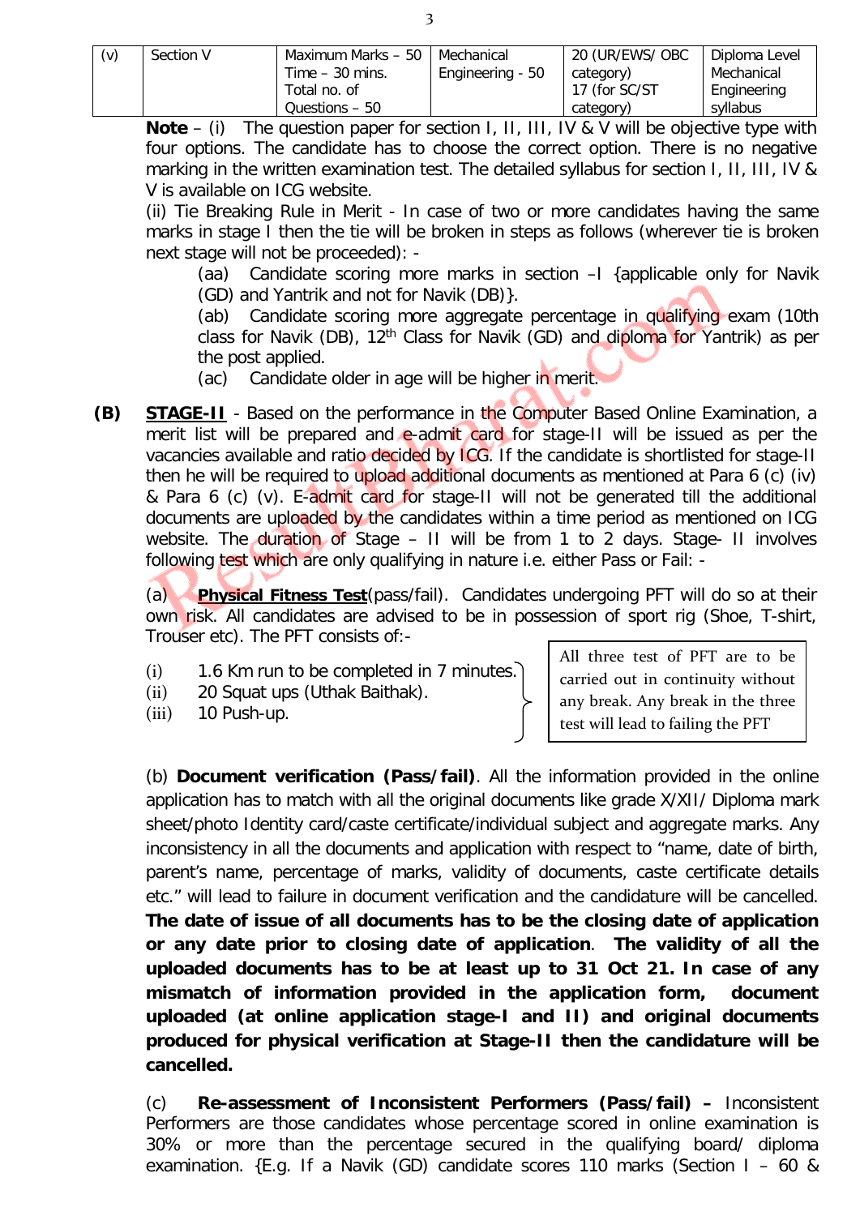| (v) | Section V | Maximum Marks – 50 Time – 30 mins. Total no. of Questions – 50 | Mechanical Engineering - 50 | 20 (UR/EWS/ OBC category) 17 (for SC/ST category) | Diploma Level Mechanical Engineering syllabus |
|---|---|---|---|---|---|

**Note** – (i) The question paper for section I, II, III, IV & V will be objective type with four options. The candidate has to choose the correct option. There is no negative marking in the written examination test. The detailed syllabus for section I, II, III, IV & V is available on ICG website.

(ii) Tie Breaking Rule in Merit - In case of two or more candidates having the same marks in stage I then the tie will be broken in steps as follows (wherever tie is broken next stage will not be proceeded): -

(aa) Candidate scoring more marks in section –I {applicable only for Navik (GD) and Yantrik and not for Navik (DB)}.

(ab) Candidate scoring more aggregate percentage in qualifying exam (10th class for Navik (DB), 12th Class for Navik (GD) and diploma for Yantrik) as per the post applied.

(ac) Candidate older in age will be higher in merit.

**(B) <u>STAGE-II</u>** - Based on the performance in the Computer Based Online Examination, a merit list will be prepared and e-admit card for stage-II will be issued as per the vacancies available and ratio decided by ICG. If the candidate is shortlisted for stage-II then he will be required to upload additional documents as mentioned at Para 6 (c) (iv) & Para 6 (c) (v). E-admit card for stage-II will not be generated till the additional documents are uploaded by the candidates within a time period as mentioned on ICG website. The duration of Stage – II will be from 1 to 2 days. Stage- II involves following test which are only qualifying in nature i.e. either Pass or Fail: -

(a) **<u>Physical Fitness Test</u>**(pass/fail). Candidates undergoing PFT will do so at their own risk. All candidates are advised to be in possession of sport rig (Shoe, T-shirt, Trouser etc). The PFT consists of:-

(i) 1.6 Km run to be completed in 7 minutes.
(ii) 20 Squat ups (Uthak Baithak).
(iii) 10 Push-up.

All three test of PFT are to be carried out in continuity without any break. Any break in the three test will lead to failing the PFT

(b) **Document verification (Pass/fail)**. All the information provided in the online application has to match with all the original documents like grade X/XII/ Diploma mark sheet/photo Identity card/caste certificate/individual subject and aggregate marks. Any inconsistency in all the documents and application with respect to "name, date of birth, parent's name, percentage of marks, validity of documents, caste certificate details etc." will lead to failure in document verification and the candidature will be cancelled. **The date of issue of all documents has to be the closing date of application or any date prior to closing date of application**. **The validity of all the uploaded documents has to be at least up to 31 Oct 21. In case of any mismatch of information provided in the application form, document uploaded (at online application stage-I and II) and original documents produced for physical verification at Stage-II then the candidature will be cancelled.**

(c) **Re-assessment of Inconsistent Performers (Pass/fail) –** Inconsistent Performers are those candidates whose percentage scored in online examination is 30% or more than the percentage secured in the qualifying board/ diploma examination. {E.g. If a Navik (GD) candidate scores 110 marks (Section I – 60 &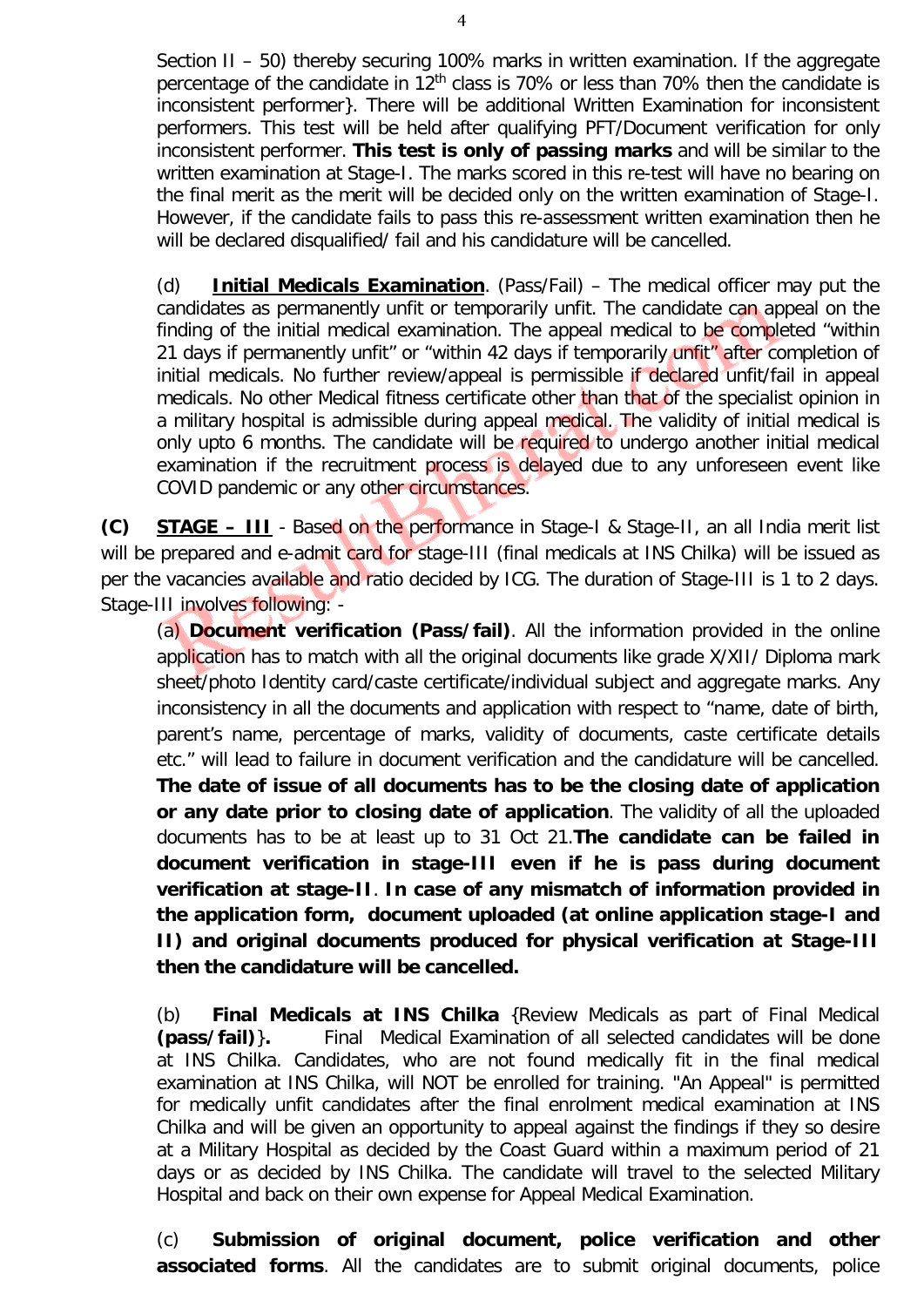Section II – 50) thereby securing 100% marks in written examination. If the aggregate percentage of the candidate in 12th class is 70% or less than 70% then the candidate is inconsistent performer}. There will be additional Written Examination for inconsistent performers. This test will be held after qualifying PFT/Document verification for only inconsistent performer. **This test is only of passing marks** and will be similar to the written examination at Stage-I. The marks scored in this re-test will have no bearing on the final merit as the merit will be decided only on the written examination of Stage-I. However, if the candidate fails to pass this re-assessment written examination then he will be declared disqualified/ fail and his candidature will be cancelled.

(d) **Initial Medicals Examination**. (Pass/Fail) – The medical officer may put the candidates as permanently unfit or temporarily unfit. The candidate can appeal on the finding of the initial medical examination. The appeal medical to be completed "within 21 days if permanently unfit" or "within 42 days if temporarily unfit" after completion of initial medicals. No further review/appeal is permissible if declared unfit/fail in appeal medicals. No other Medical fitness certificate other than that of the specialist opinion in a military hospital is admissible during appeal medical. The validity of initial medical is only upto 6 months. The candidate will be required to undergo another initial medical examination if the recruitment process is delayed due to any unforeseen event like COVID pandemic or any other circumstances.

**(C) STAGE – III** - Based on the performance in Stage-I & Stage-II, an all India merit list will be prepared and e-admit card for stage-III (final medicals at INS Chilka) will be issued as per the vacancies available and ratio decided by ICG. The duration of Stage-III is 1 to 2 days. Stage-III involves following: -

(a) **Document verification (Pass/fail)**. All the information provided in the online application has to match with all the original documents like grade X/XII/ Diploma mark sheet/photo Identity card/caste certificate/individual subject and aggregate marks. Any inconsistency in all the documents and application with respect to "name, date of birth, parent's name, percentage of marks, validity of documents, caste certificate details etc." will lead to failure in document verification and the candidature will be cancelled. **The date of issue of all documents has to be the closing date of application or any date prior to closing date of application**. The validity of all the uploaded documents has to be at least up to 31 Oct 21.**The candidate can be failed in document verification in stage-III even if he is pass during document verification at stage-II**. **In case of any mismatch of information provided in the application form, document uploaded (at online application stage-I and II) and original documents produced for physical verification at Stage-III then the candidature will be cancelled.**

(b) **Final Medicals at INS Chilka** {Review Medicals as part of Final Medical **(pass/fail)**}**.** Final Medical Examination of all selected candidates will be done at INS Chilka. Candidates, who are not found medically fit in the final medical examination at INS Chilka, will NOT be enrolled for training. "An Appeal" is permitted for medically unfit candidates after the final enrolment medical examination at INS Chilka and will be given an opportunity to appeal against the findings if they so desire at a Military Hospital as decided by the Coast Guard within a maximum period of 21 days or as decided by INS Chilka. The candidate will travel to the selected Military Hospital and back on their own expense for Appeal Medical Examination.

(c) **Submission of original document, police verification and other associated forms**. All the candidates are to submit original documents, police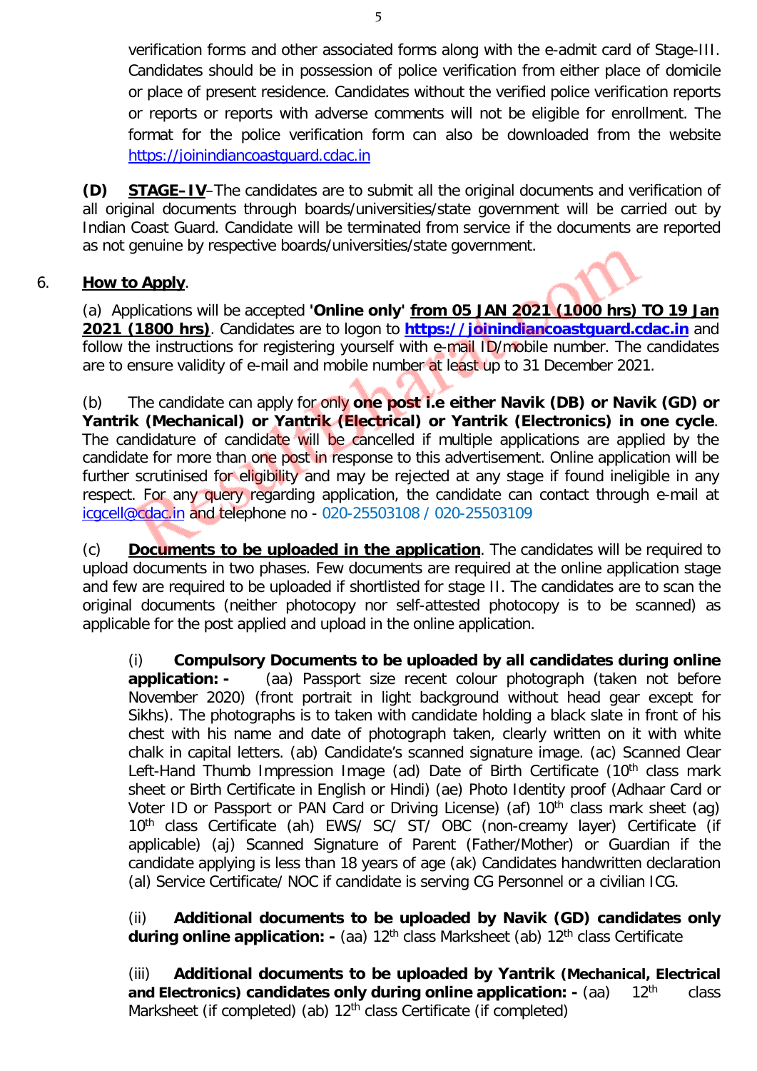verification forms and other associated forms along with the e-admit card of Stage-III. Candidates should be in possession of police verification from either place of domicile or place of present residence. Candidates without the verified police verification reports or reports or reports with adverse comments will not be eligible for enrollment. The format for the police verification form can also be downloaded from the website https://joinindiancoastguard.cdac.in

**(D)** **STAGE–IV**–The candidates are to submit all the original documents and verification of all original documents through boards/universities/state government will be carried out by Indian Coast Guard. Candidate will be terminated from service if the documents are reported as not genuine by respective boards/universities/state government.

6. **How to Apply**.

(a) Applications will be accepted **'Online only'** **from 05 JAN 2021 (1000 hrs) TO 19 Jan 2021 (1800 hrs)**. Candidates are to logon to **https://joinindiancoastguard.cdac.in** and follow the instructions for registering yourself with e-mail ID/mobile number. The candidates are to ensure validity of e-mail and mobile number at least up to 31 December 2021.

(b) The candidate can apply for only **one post i.e either Navik (DB) or Navik (GD) or Yantrik (Mechanical) or Yantrik (Electrical) or Yantrik (Electronics) in one cycle**. The candidature of candidate will be cancelled if multiple applications are applied by the candidate for more than one post in response to this advertisement. Online application will be further scrutinised for eligibility and may be rejected at any stage if found ineligible in any respect. For any query regarding application, the candidate can contact through e-mail at icgcell@cdac.in and telephone no - 020-25503108 / 020-25503109

(c) **Documents to be uploaded in the application**. The candidates will be required to upload documents in two phases. Few documents are required at the online application stage and few are required to be uploaded if shortlisted for stage II. The candidates are to scan the original documents (neither photocopy nor self-attested photocopy is to be scanned) as applicable for the post applied and upload in the online application.

(i) **Compulsory Documents to be uploaded by all candidates during online application: -** (aa) Passport size recent colour photograph (taken not before November 2020) (front portrait in light background without head gear except for Sikhs). The photographs is to taken with candidate holding a black slate in front of his chest with his name and date of photograph taken, clearly written on it with white chalk in capital letters. (ab) Candidate's scanned signature image. (ac) Scanned Clear Left-Hand Thumb Impression Image (ad) Date of Birth Certificate (10th class mark sheet or Birth Certificate in English or Hindi) (ae) Photo Identity proof (Adhaar Card or Voter ID or Passport or PAN Card or Driving License) (af) 10th class mark sheet (ag) 10th class Certificate (ah) EWS/ SC/ ST/ OBC (non-creamy layer) Certificate (if applicable) (aj) Scanned Signature of Parent (Father/Mother) or Guardian if the candidate applying is less than 18 years of age (ak) Candidates handwritten declaration (al) Service Certificate/ NOC if candidate is serving CG Personnel or a civilian ICG.

(ii) **Additional documents to be uploaded by Navik (GD) candidates only during online application: -** (aa) 12th class Marksheet (ab) 12th class Certificate

(iii) **Additional documents to be uploaded by Yantrik (Mechanical, Electrical and Electronics) candidates only during online application: -** (aa) 12th class Marksheet (if completed) (ab) 12th class Certificate (if completed)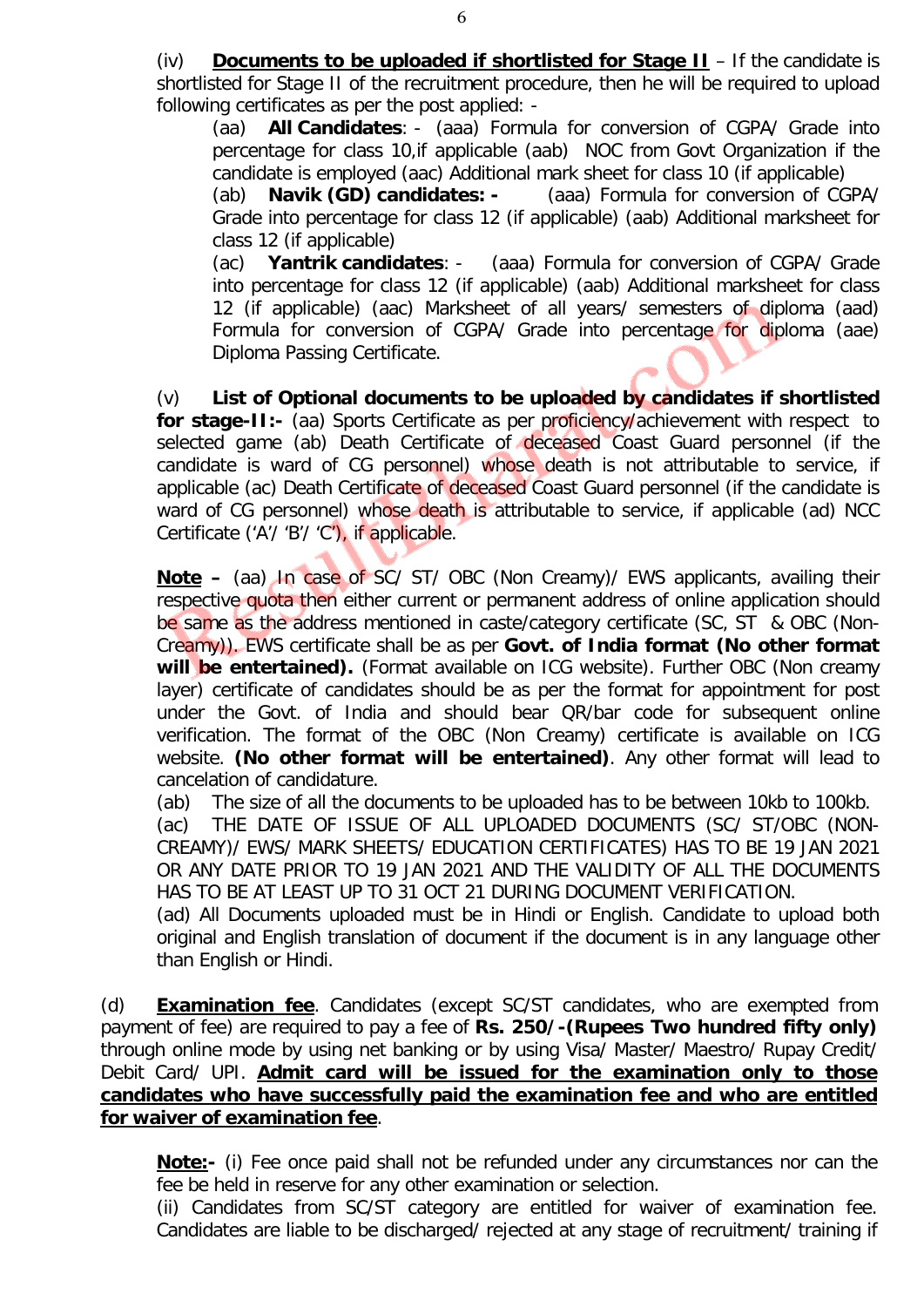(iv) **<u>Documents to be uploaded if shortlisted for Stage II</u>** – If the candidate is shortlisted for Stage II of the recruitment procedure, then he will be required to upload following certificates as per the post applied: -

(aa) **All Candidates**: - (aaa) Formula for conversion of CGPA/ Grade into percentage for class 10,if applicable (aab) NOC from Govt Organization if the candidate is employed (aac) Additional mark sheet for class 10 (if applicable)

(ab) **Navik (GD) candidates: -** (aaa) Formula for conversion of CGPA/ Grade into percentage for class 12 (if applicable) (aab) Additional marksheet for class 12 (if applicable)

(ac) **Yantrik candidates**: - (aaa) Formula for conversion of CGPA/ Grade into percentage for class 12 (if applicable) (aab) Additional marksheet for class 12 (if applicable) (aac) Marksheet of all years/ semesters of diploma (aad) Formula for conversion of CGPA/ Grade into percentage for diploma (aae) Diploma Passing Certificate.

(v) **List of Optional documents to be uploaded by candidates if shortlisted for stage-II:-** (aa) Sports Certificate as per proficiency/achievement with respect to selected game (ab) Death Certificate of deceased Coast Guard personnel (if the candidate is ward of CG personnel) whose death is not attributable to service, if applicable (ac) Death Certificate of deceased Coast Guard personnel (if the candidate is ward of CG personnel) whose death is attributable to service, if applicable (ad) NCC Certificate ('A'/ 'B'/ 'C'), if applicable.

**<u>Note</u> –** (aa) In case of SC/ ST/ OBC (Non Creamy)/ EWS applicants, availing their respective quota then either current or permanent address of online application should be same as the address mentioned in caste/category certificate (SC, ST & OBC (Non-Creamy)). EWS certificate shall be as per **Govt. of India format (No other format will be entertained).** (Format available on ICG website). Further OBC (Non creamy layer) certificate of candidates should be as per the format for appointment for post under the Govt. of India and should bear QR/bar code for subsequent online verification. The format of the OBC (Non Creamy) certificate is available on ICG website. **(No other format will be entertained)**. Any other format will lead to cancelation of candidature.

(ab) The size of all the documents to be uploaded has to be between 10kb to 100kb.

(ac) THE DATE OF ISSUE OF ALL UPLOADED DOCUMENTS (SC/ ST/OBC (NON-CREAMY)/ EWS/ MARK SHEETS/ EDUCATION CERTIFICATES) HAS TO BE 19 JAN 2021 OR ANY DATE PRIOR TO 19 JAN 2021 AND THE VALIDITY OF ALL THE DOCUMENTS HAS TO BE AT LEAST UP TO 31 OCT 21 DURING DOCUMENT VERIFICATION.

(ad) All Documents uploaded must be in Hindi or English. Candidate to upload both original and English translation of document if the document is in any language other than English or Hindi.

(d) **<u>Examination fee</u>**. Candidates (except SC/ST candidates, who are exempted from payment of fee) are required to pay a fee of **Rs. 250/-(Rupees Two hundred fifty only)** through online mode by using net banking or by using Visa/ Master/ Maestro/ Rupay Credit/ Debit Card/ UPI. **<u>Admit card will be issued for the examination only to those candidates who have successfully paid the examination fee and who are entitled for waiver of examination fee</u>**.

**<u>Note:-</u>** (i) Fee once paid shall not be refunded under any circumstances nor can the fee be held in reserve for any other examination or selection.

(ii) Candidates from SC/ST category are entitled for waiver of examination fee. Candidates are liable to be discharged/ rejected at any stage of recruitment/ training if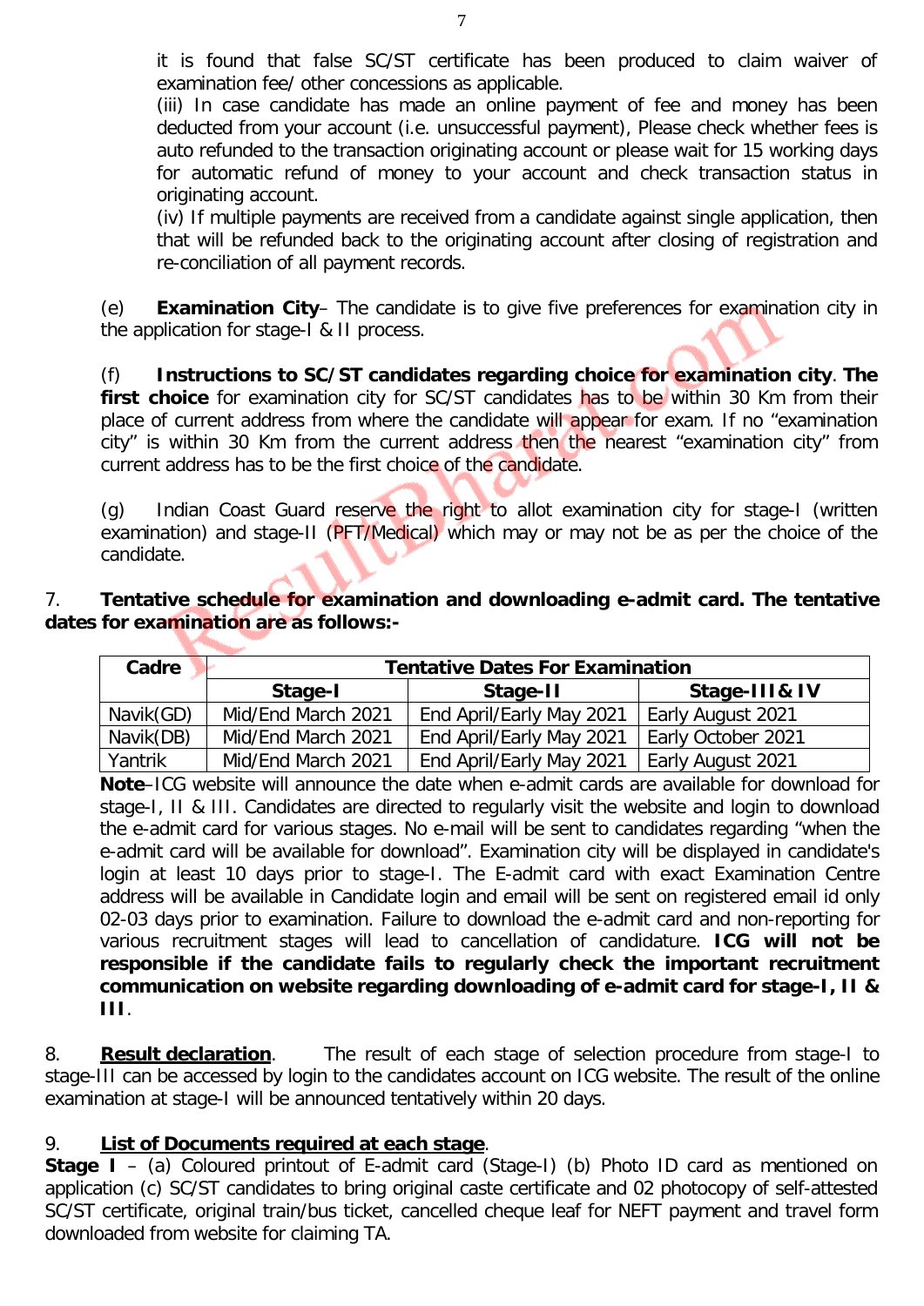it is found that false SC/ST certificate has been produced to claim waiver of examination fee/ other concessions as applicable.

(iii) In case candidate has made an online payment of fee and money has been deducted from your account (i.e. unsuccessful payment), Please check whether fees is auto refunded to the transaction originating account or please wait for 15 working days for automatic refund of money to your account and check transaction status in originating account.

(iv) If multiple payments are received from a candidate against single application, then that will be refunded back to the originating account after closing of registration and re-conciliation of all payment records.

(e) **Examination City**– The candidate is to give five preferences for examination city in the application for stage-I & II process.

(f) **Instructions to SC/ST candidates regarding choice for examination city**. **The first choice** for examination city for SC/ST candidates has to be within 30 Km from their place of current address from where the candidate will appear for exam. If no "examination city" is within 30 Km from the current address then the nearest "examination city" from current address has to be the first choice of the candidate.

(g) Indian Coast Guard reserve the right to allot examination city for stage-I (written examination) and stage-II (PFT/Medical) which may or may not be as per the choice of the candidate.

7. **Tentative schedule for examination and downloading e-admit card. The tentative dates for examination are as follows:-**

| Cadre | Tentative Dates For Examination | | |
|---|---|---|---|
| | **Stage-I** | **Stage-II** | **Stage-III& IV** |
| Navik(GD) | Mid/End March 2021 | End April/Early May 2021 | Early August 2021 |
| Navik(DB) | Mid/End March 2021 | End April/Early May 2021 | Early October 2021 |
| Yantrik | Mid/End March 2021 | End April/Early May 2021 | Early August 2021 |

**Note**–ICG website will announce the date when e-admit cards are available for download for stage-I, II & III. Candidates are directed to regularly visit the website and login to download the e-admit card for various stages. No e-mail will be sent to candidates regarding "when the e-admit card will be available for download". Examination city will be displayed in candidate's login at least 10 days prior to stage-I. The E-admit card with exact Examination Centre address will be available in Candidate login and email will be sent on registered email id only 02-03 days prior to examination. Failure to download the e-admit card and non-reporting for various recruitment stages will lead to cancellation of candidature. **ICG will not be responsible if the candidate fails to regularly check the important recruitment communication on website regarding downloading of e-admit card for stage-I, II & III**.

8. **Result declaration**. The result of each stage of selection procedure from stage-I to stage-III can be accessed by login to the candidates account on ICG website. The result of the online examination at stage-I will be announced tentatively within 20 days.

9. **List of Documents required at each stage**.

**Stage I** – (a) Coloured printout of E-admit card (Stage-I) (b) Photo ID card as mentioned on application (c) SC/ST candidates to bring original caste certificate and 02 photocopy of self-attested SC/ST certificate, original train/bus ticket, cancelled cheque leaf for NEFT payment and travel form downloaded from website for claiming TA.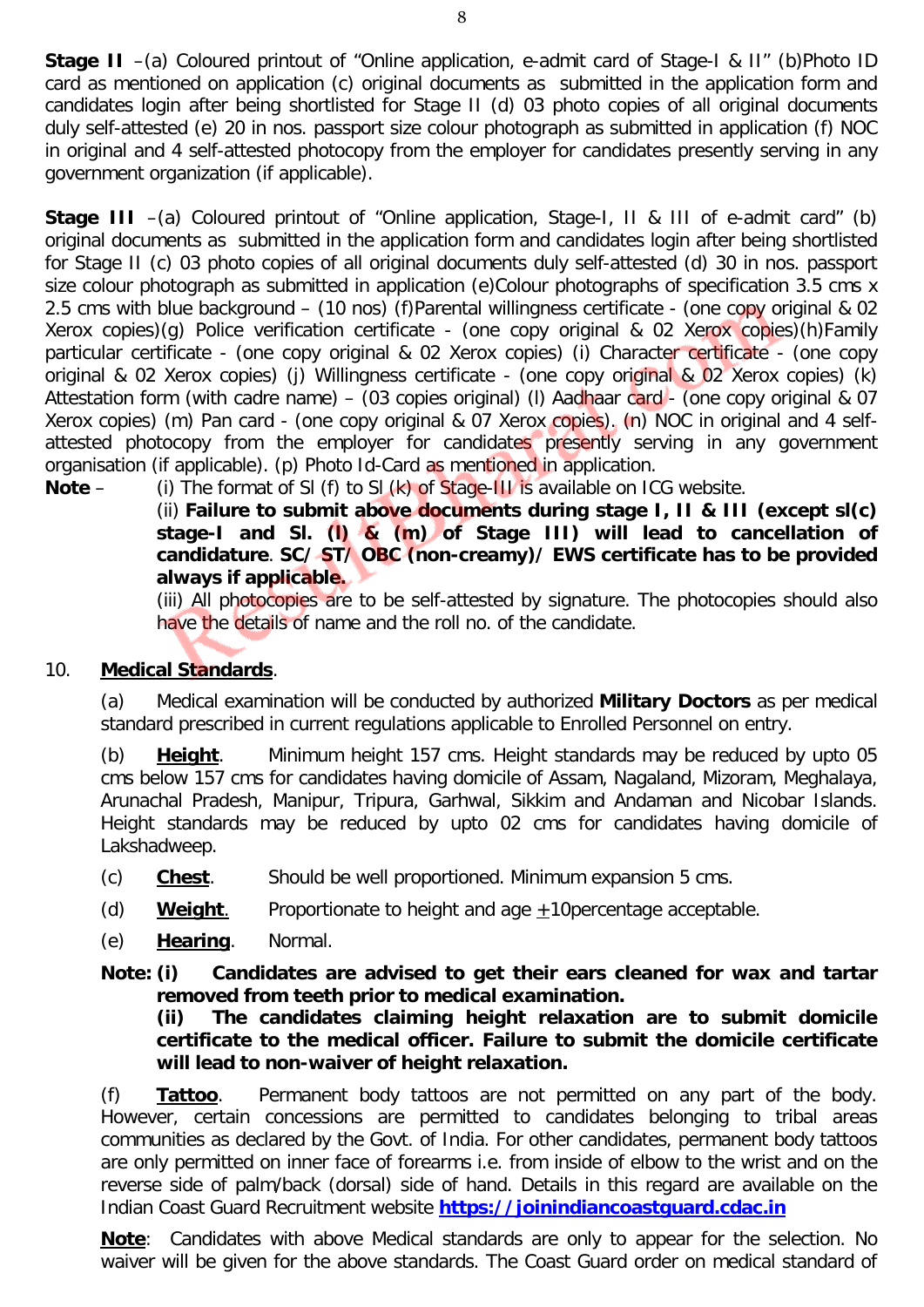**Stage II** –(a) Coloured printout of "Online application, e-admit card of Stage-I & II" (b)Photo ID card as mentioned on application (c) original documents as submitted in the application form and candidates login after being shortlisted for Stage II (d) 03 photo copies of all original documents duly self-attested (e) 20 in nos. passport size colour photograph as submitted in application (f) NOC in original and 4 self-attested photocopy from the employer for candidates presently serving in any government organization (if applicable).

**Stage III** –(a) Coloured printout of "Online application, Stage-I, II & III of e-admit card" (b) original documents as submitted in the application form and candidates login after being shortlisted for Stage II (c) 03 photo copies of all original documents duly self-attested (d) 30 in nos. passport size colour photograph as submitted in application (e)Colour photographs of specification 3.5 cms x 2.5 cms with blue background – (10 nos) (f)Parental willingness certificate - (one copy original & 02 Xerox copies)(g) Police verification certificate - (one copy original & 02 Xerox copies)(h)Family particular certificate - (one copy original & 02 Xerox copies) (i) Character certificate - (one copy original & 02 Xerox copies) (j) Willingness certificate - (one copy original & 02 Xerox copies) (k) Attestation form (with cadre name) – (03 copies original) (l) Aadhaar card - (one copy original & 07 Xerox copies) (m) Pan card - (one copy original & 07 Xerox copies). (n) NOC in original and 4 self-attested photocopy from the employer for candidates presently serving in any government organisation (if applicable). (p) Photo Id-Card as mentioned in application.

**Note** – (i) The format of Sl (f) to Sl (k) of Stage-III is available on ICG website.

(ii) **Failure to submit above documents during stage I, II & III (except sl(c) stage-I and Sl. (l) & (m) of Stage III) will lead to cancellation of candidature**. **SC/ ST/ OBC (non-creamy)/ EWS certificate has to be provided always if applicable.**

(iii) All photocopies are to be self-attested by signature. The photocopies should also have the details of name and the roll no. of the candidate.

10. **<u>Medical Standards</u>**.

(a) Medical examination will be conducted by authorized **Military Doctors** as per medical standard prescribed in current regulations applicable to Enrolled Personnel on entry.

(b) **<u>Height</u>**. Minimum height 157 cms. Height standards may be reduced by upto 05 cms below 157 cms for candidates having domicile of Assam, Nagaland, Mizoram, Meghalaya, Arunachal Pradesh, Manipur, Tripura, Garhwal, Sikkim and Andaman and Nicobar Islands. Height standards may be reduced by upto 02 cms for candidates having domicile of Lakshadweep.

(c) **<u>Chest</u>**. Should be well proportioned. Minimum expansion 5 cms.

(d) **<u>Weight</u>**. Proportionate to height and age $\pm$10percentage acceptable.

(e) **<u>Hearing</u>**. Normal.

**Note: (i) Candidates are advised to get their ears cleaned for wax and tartar removed from teeth prior to medical examination.**

**(ii) The candidates claiming height relaxation are to submit domicile certificate to the medical officer. Failure to submit the domicile certificate will lead to non-waiver of height relaxation.**

(f) **<u>Tattoo</u>**. Permanent body tattoos are not permitted on any part of the body. However, certain concessions are permitted to candidates belonging to tribal areas communities as declared by the Govt. of India. For other candidates, permanent body tattoos are only permitted on inner face of forearms i.e. from inside of elbow to the wrist and on the reverse side of palm/back (dorsal) side of hand. Details in this regard are available on the Indian Coast Guard Recruitment website **https://joinindiancoastguard.cdac.in**

**<u>Note</u>**: Candidates with above Medical standards are only to appear for the selection. No waiver will be given for the above standards. The Coast Guard order on medical standard of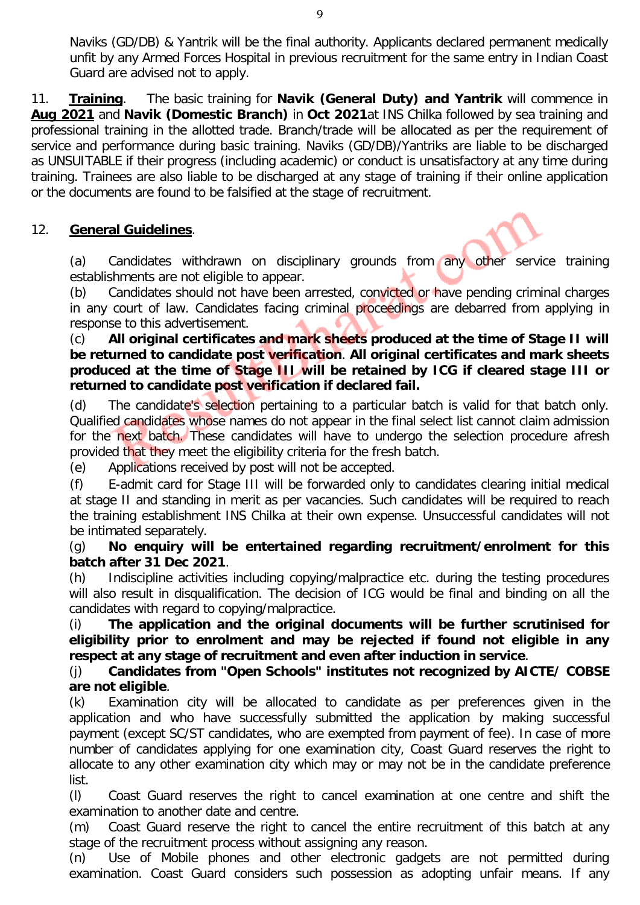Naviks (GD/DB) & Yantrik will be the final authority. Applicants declared permanent medically unfit by any Armed Forces Hospital in previous recruitment for the same entry in Indian Coast Guard are advised not to apply.

11. **Training**. The basic training for **Navik (General Duty) and Yantrik** will commence in **Aug 2021** and **Navik (Domestic Branch)** in **Oct 2021**at INS Chilka followed by sea training and professional training in the allotted trade. Branch/trade will be allocated as per the requirement of service and performance during basic training. Naviks (GD/DB)/Yantriks are liable to be discharged as UNSUITABLE if their progress (including academic) or conduct is unsatisfactory at any time during training. Trainees are also liable to be discharged at any stage of training if their online application or the documents are found to be falsified at the stage of recruitment.

12. **General Guidelines**.

(a) Candidates withdrawn on disciplinary grounds from any other service training establishments are not eligible to appear.

(b) Candidates should not have been arrested, convicted or have pending criminal charges in any court of law. Candidates facing criminal proceedings are debarred from applying in response to this advertisement.

(c) **All original certificates and mark sheets produced at the time of Stage II will be returned to candidate post verification**. **All original certificates and mark sheets produced at the time of Stage III will be retained by ICG if cleared stage III or returned to candidate post verification if declared fail.**

(d) The candidate's selection pertaining to a particular batch is valid for that batch only. Qualified candidates whose names do not appear in the final select list cannot claim admission for the next batch. These candidates will have to undergo the selection procedure afresh provided that they meet the eligibility criteria for the fresh batch.

(e) Applications received by post will not be accepted.

(f) E-admit card for Stage III will be forwarded only to candidates clearing initial medical at stage II and standing in merit as per vacancies. Such candidates will be required to reach the training establishment INS Chilka at their own expense. Unsuccessful candidates will not be intimated separately.

(g) **No enquiry will be entertained regarding recruitment/enrolment for this batch after 31 Dec 2021**.

(h) Indiscipline activities including copying/malpractice etc. during the testing procedures will also result in disqualification. The decision of ICG would be final and binding on all the candidates with regard to copying/malpractice.

(i) **The application and the original documents will be further scrutinised for eligibility prior to enrolment and may be rejected if found not eligible in any respect at any stage of recruitment and even after induction in service**.

(j) **Candidates from "Open Schools" institutes not recognized by AICTE/ COBSE are not eligible**.

(k) Examination city will be allocated to candidate as per preferences given in the application and who have successfully submitted the application by making successful payment (except SC/ST candidates, who are exempted from payment of fee). In case of more number of candidates applying for one examination city, Coast Guard reserves the right to allocate to any other examination city which may or may not be in the candidate preference list.

(l) Coast Guard reserves the right to cancel examination at one centre and shift the examination to another date and centre.

(m) Coast Guard reserve the right to cancel the entire recruitment of this batch at any stage of the recruitment process without assigning any reason.

(n) Use of Mobile phones and other electronic gadgets are not permitted during examination. Coast Guard considers such possession as adopting unfair means. If any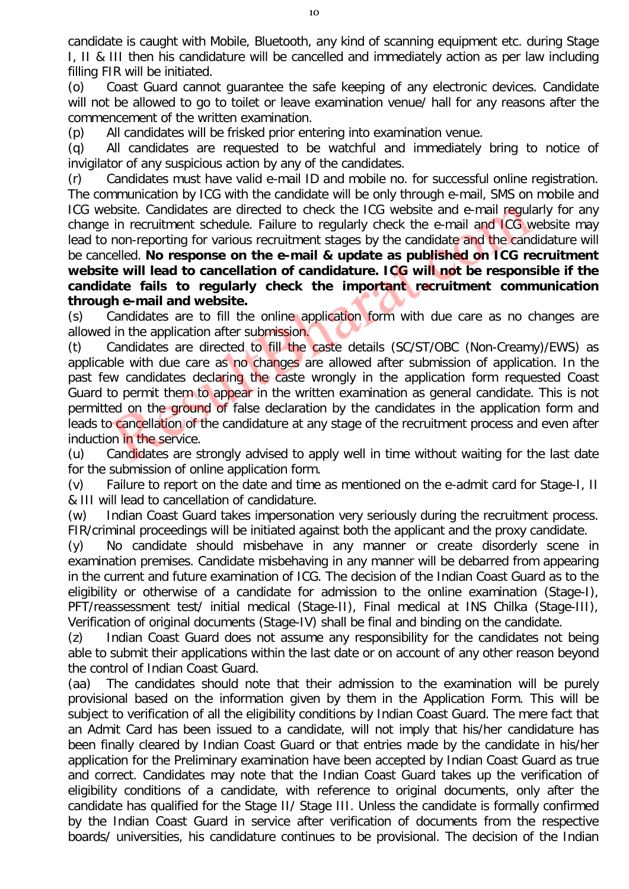candidate is caught with Mobile, Bluetooth, any kind of scanning equipment etc. during Stage I, II & III then his candidature will be cancelled and immediately action as per law including filling FIR will be initiated.

(o) Coast Guard cannot guarantee the safe keeping of any electronic devices. Candidate will not be allowed to go to toilet or leave examination venue/ hall for any reasons after the commencement of the written examination.

(p) All candidates will be frisked prior entering into examination venue.

(q) All candidates are requested to be watchful and immediately bring to notice of invigilator of any suspicious action by any of the candidates.

(r) Candidates must have valid e-mail ID and mobile no. for successful online registration. The communication by ICG with the candidate will be only through e-mail, SMS on mobile and ICG website. Candidates are directed to check the ICG website and e-mail regularly for any change in recruitment schedule. Failure to regularly check the e-mail and ICG website may lead to non-reporting for various recruitment stages by the candidate and the candidature will be cancelled. **No response on the e-mail & update as published on ICG recruitment website will lead to cancellation of candidature. ICG will not be responsible if the candidate fails to regularly check the important recruitment communication through e-mail and website.**

(s) Candidates are to fill the online application form with due care as no changes are allowed in the application after submission.

(t) Candidates are directed to fill the caste details (SC/ST/OBC (Non-Creamy)/EWS) as applicable with due care as no changes are allowed after submission of application. In the past few candidates declaring the caste wrongly in the application form requested Coast Guard to permit them to appear in the written examination as general candidate. This is not permitted on the ground of false declaration by the candidates in the application form and leads to cancellation of the candidature at any stage of the recruitment process and even after induction in the service.

(u) Candidates are strongly advised to apply well in time without waiting for the last date for the submission of online application form.

(v) Failure to report on the date and time as mentioned on the e-admit card for Stage-I, II & III will lead to cancellation of candidature.

(w) Indian Coast Guard takes impersonation very seriously during the recruitment process. FIR/criminal proceedings will be initiated against both the applicant and the proxy candidate.

(y) No candidate should misbehave in any manner or create disorderly scene in examination premises. Candidate misbehaving in any manner will be debarred from appearing in the current and future examination of ICG. The decision of the Indian Coast Guard as to the eligibility or otherwise of a candidate for admission to the online examination (Stage-I), PFT/reassessment test/ initial medical (Stage-II), Final medical at INS Chilka (Stage-III), Verification of original documents (Stage-IV) shall be final and binding on the candidate.

(z) Indian Coast Guard does not assume any responsibility for the candidates not being able to submit their applications within the last date or on account of any other reason beyond the control of Indian Coast Guard.

(aa) The candidates should note that their admission to the examination will be purely provisional based on the information given by them in the Application Form. This will be subject to verification of all the eligibility conditions by Indian Coast Guard. The mere fact that an Admit Card has been issued to a candidate, will not imply that his/her candidature has been finally cleared by Indian Coast Guard or that entries made by the candidate in his/her application for the Preliminary examination have been accepted by Indian Coast Guard as true and correct. Candidates may note that the Indian Coast Guard takes up the verification of eligibility conditions of a candidate, with reference to original documents, only after the candidate has qualified for the Stage II/ Stage III. Unless the candidate is formally confirmed by the Indian Coast Guard in service after verification of documents from the respective boards/ universities, his candidature continues to be provisional. The decision of the Indian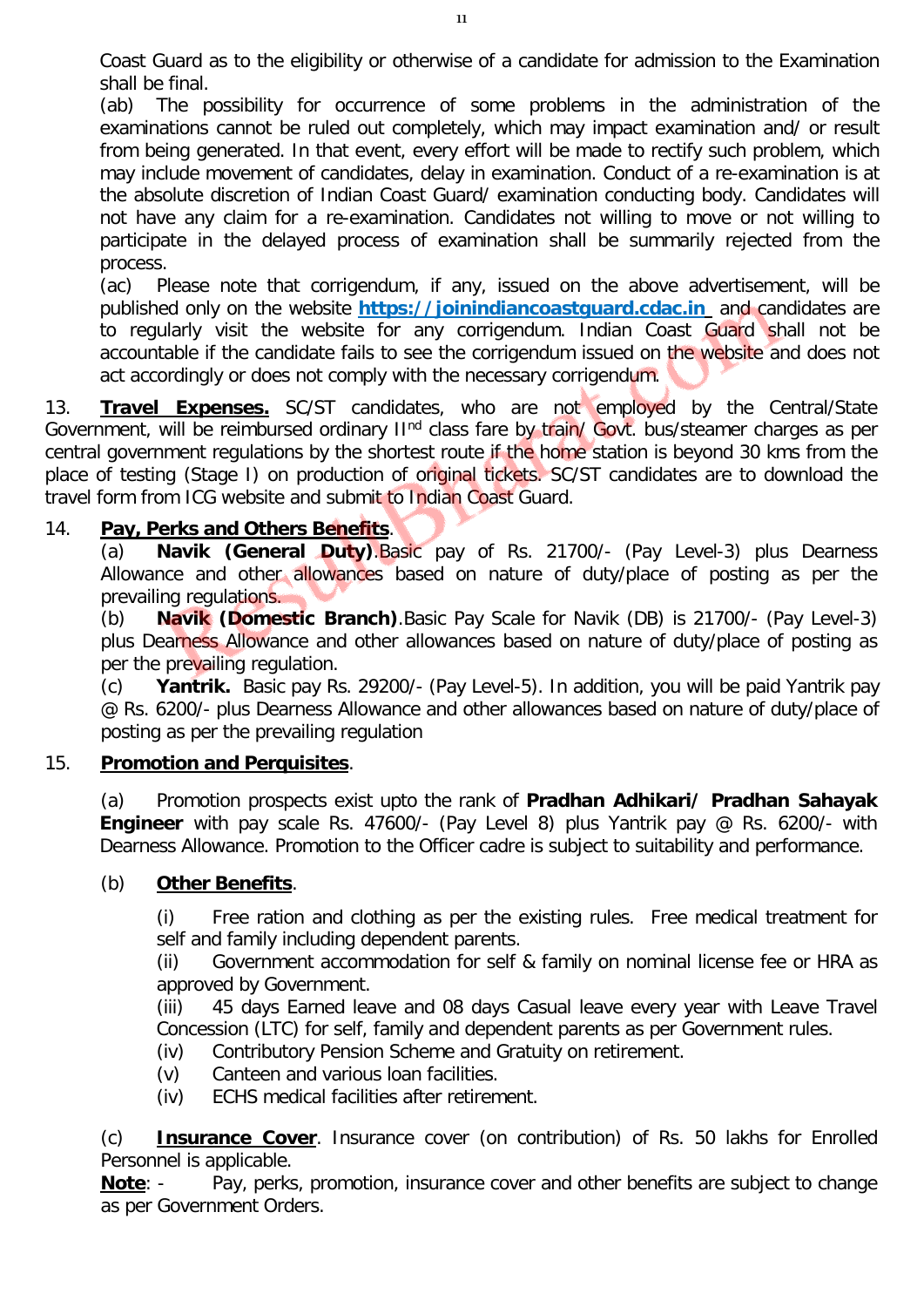Coast Guard as to the eligibility or otherwise of a candidate for admission to the Examination shall be final.

(ab) The possibility for occurrence of some problems in the administration of the examinations cannot be ruled out completely, which may impact examination and/ or result from being generated. In that event, every effort will be made to rectify such problem, which may include movement of candidates, delay in examination. Conduct of a re-examination is at the absolute discretion of Indian Coast Guard/ examination conducting body. Candidates will not have any claim for a re-examination. Candidates not willing to move or not willing to participate in the delayed process of examination shall be summarily rejected from the process.

(ac) Please note that corrigendum, if any, issued on the above advertisement, will be published only on the website **https://joinindiancoastguard.cdac.in** and candidates are to regularly visit the website for any corrigendum. Indian Coast Guard shall not be accountable if the candidate fails to see the corrigendum issued on the website and does not act accordingly or does not comply with the necessary corrigendum.

13. **Travel Expenses.** SC/ST candidates, who are not employed by the Central/State Government, will be reimbursed ordinary II[nd] class fare by train/ Govt. bus/steamer charges as per central government regulations by the shortest route if the home station is beyond 30 kms from the place of testing (Stage I) on production of original tickets. SC/ST candidates are to download the travel form from ICG website and submit to Indian Coast Guard.

14. **Pay, Perks and Others Benefits**.

(a) **Navik (General Duty)**.Basic pay of Rs. 21700/- (Pay Level-3) plus Dearness Allowance and other allowances based on nature of duty/place of posting as per the prevailing regulations.

(b) **Navik (Domestic Branch)**.Basic Pay Scale for Navik (DB) is 21700/- (Pay Level-3) plus Dearness Allowance and other allowances based on nature of duty/place of posting as per the prevailing regulation.

(c) **Yantrik.** Basic pay Rs. 29200/- (Pay Level-5). In addition, you will be paid Yantrik pay @ Rs. 6200/- plus Dearness Allowance and other allowances based on nature of duty/place of posting as per the prevailing regulation

15. **Promotion and Perquisites**.

(a) Promotion prospects exist upto the rank of **Pradhan Adhikari/ Pradhan Sahayak Engineer** with pay scale Rs. 47600/- (Pay Level 8) plus Yantrik pay @ Rs. 6200/- with Dearness Allowance. Promotion to the Officer cadre is subject to suitability and performance.

(b) **Other Benefits**.

(i) Free ration and clothing as per the existing rules. Free medical treatment for self and family including dependent parents.

(ii) Government accommodation for self & family on nominal license fee or HRA as approved by Government.

(iii) 45 days Earned leave and 08 days Casual leave every year with Leave Travel Concession (LTC) for self, family and dependent parents as per Government rules.

(iv) Contributory Pension Scheme and Gratuity on retirement.

(v) Canteen and various loan facilities.

(iv) ECHS medical facilities after retirement.

(c) **Insurance Cover**. Insurance cover (on contribution) of Rs. 50 lakhs for Enrolled Personnel is applicable.

**Note**: - Pay, perks, promotion, insurance cover and other benefits are subject to change as per Government Orders.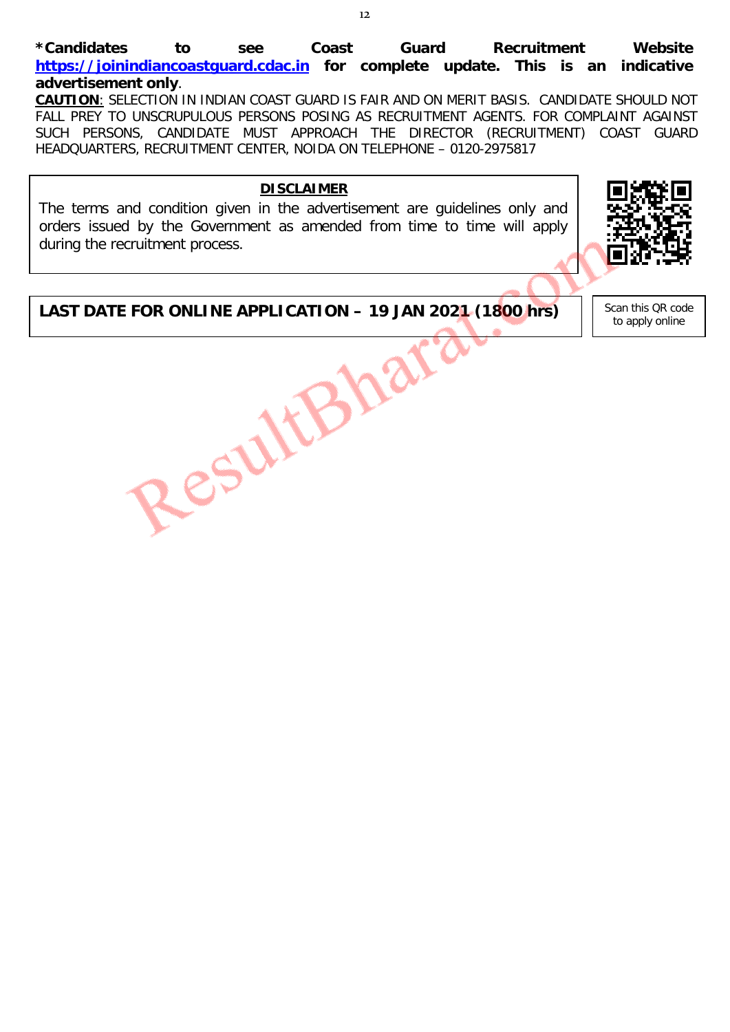**\*Candidates to see Coast Guard Recruitment Website [https://joinindiancoastguard.cdac.in](https://joinindiancoastguard.cdac.in) for complete update. This is an indicative advertisement only**.

**CAUTION**: SELECTION IN INDIAN COAST GUARD IS FAIR AND ON MERIT BASIS. CANDIDATE SHOULD NOT FALL PREY TO UNSCRUPULOUS PERSONS POSING AS RECRUITMENT AGENTS. FOR COMPLAINT AGAINST SUCH PERSONS, CANDIDATE MUST APPROACH THE DIRECTOR (RECRUITMENT) COAST GUARD HEADQUARTERS, RECRUITMENT CENTER, NOIDA ON TELEPHONE – 0120-2975817

**DISCLAIMER**

The terms and condition given in the advertisement are guidelines only and orders issued by the Government as amended from time to time will apply during the recruitment process.

**LAST DATE FOR ONLINE APPLICATION – 19 JAN 2021 (1800 hrs)**

Scan this QR code to apply online